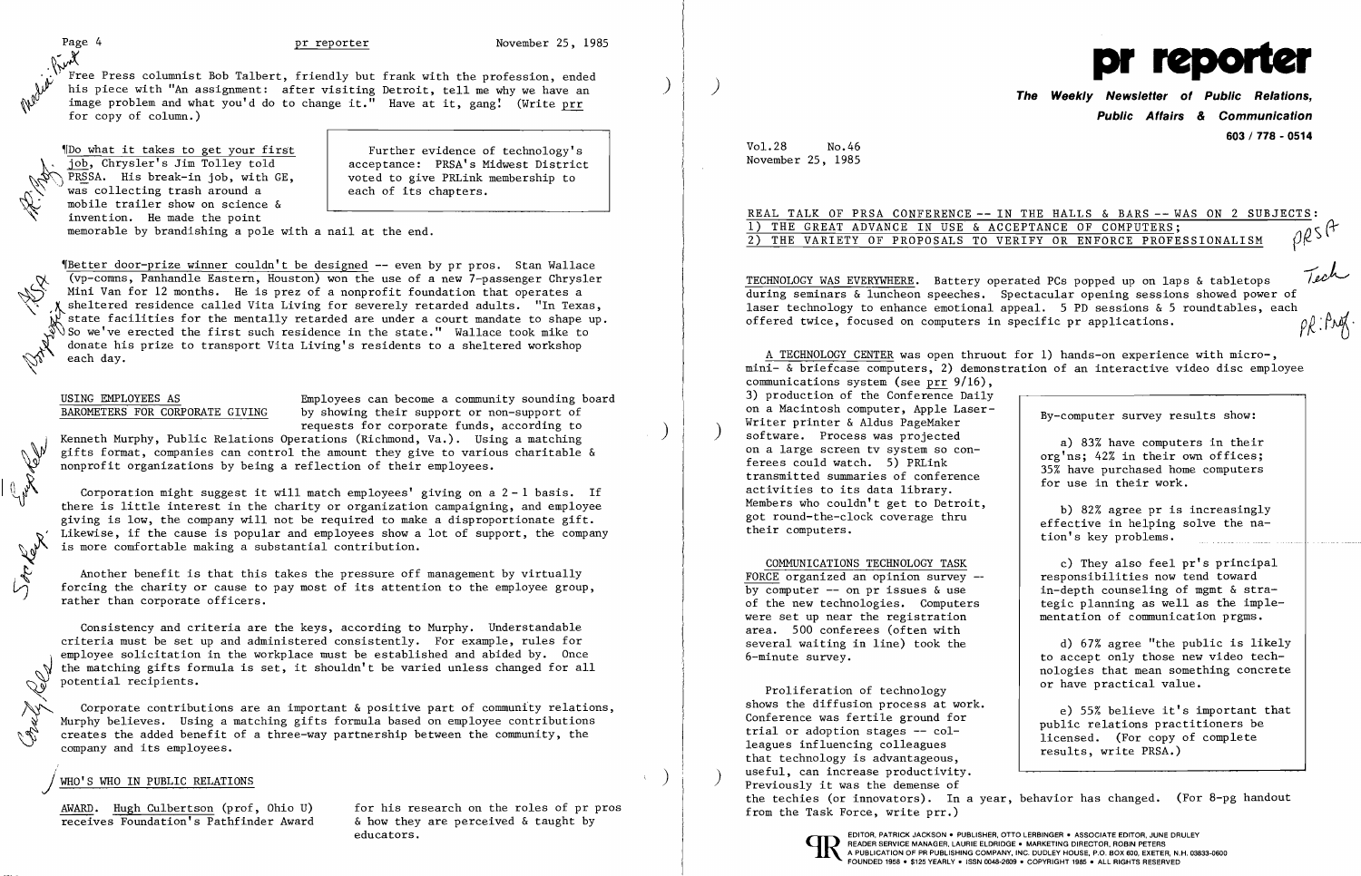Free Press columnist Bob Talbert, friendly but frank with the profession, ended his piece with "An assignment: after visiting Detroit, tell me why we have an image problem and what you'd do to change it." Have at it, gang! (Write prr for copy of column.)

¶Do what it takes to get your first job, Chrysler's Jim Tolley told PRSSA. His break-in job, with GE, was collecting trash around a mobile trailer show on science & invention. He made the point memorable by brandishing a pole with a nail at the end.

> Further evidence of technology's acceptance: PRSA's Midwest District voted to give PRLink membership to each of its chapters.

¶Better door-prize winner couldn't be designed -- even by pr pros. Stan Wallace (vp-comns, Panhandle Eastern, Houston) won the use of a new 7-passenger Chrysler Mini Van for 12 months. He is prez of a nonprofit foundation that operates a sheltered residence called Vita Living for severely retarded adults. "In Texas, state facilities for the mentally retarded are under a court mandate to shape up. So we've erected the first such residence in the state." Wallace took mike to donate his prize to transport Vita Living's residents to a sheltered workshop each day.

USING EMPLOYEES AS BAROMETERS FOR CORPORATE GIVING

Employees can become a community sounding board by showing their support or non-support of requests for corporate funds, according to Kenneth Murphy, Public Relations Operations (Richmond, Va.). Using a matching gifts format, companies can control the amount they give to various charitable & nonprofit organizations by being a reflection of their employees.

Corporation might suggest it will match employees' giving on a 2 - 1 basis. If there is little interest in the charity or organization campaigning, and employee giving is low, the company will not be required to make a disproportionate gift. Likewise, if the cause is popular and employees show a lot of support, the company is more comfortable making a substantial contribution.

Another benefit is that this takes the pressure off management by virtually forcing the charity or cause to pay most of its attention to the employee group, rather than corporate officers.

Consistency and criteria are the keys, according to Murphy. Understandable criteria must be set up and administered consistently. For example, rules for employee solicitation in the workplace must be established and abided by. Once the matching gifts formula is set, it shouldn't be varied unless changed for all potential recipients.

Corporate contributions are an important & positive part of community relations, Murphy believes. Using a matching gifts formula based on employee contributions creates the added benefit of a three-way partnership between the community, the company and its employees.

WHO'S WHO IN PUBLIC RELATIONS

AWARD. Hugh Culbertson (prof, Ohio U) receives Foundation's Pathfinder Award for his research on the roles of pr pros & how they are perceived & taught by educators.

# pr reporter

**The Weekly Newsletter of Public Relations, Public Affairs & Communication**

603 / 778 - 0514

Vol.28 No.46
November 25, 1985

REAL TALK OF PRSA CONFERENCE -- IN THE HALLS & BARS -- WAS ON 2 SUBJECTS:
1) THE GREAT ADVANCE IN USE & ACCEPTANCE OF COMPUTERS;
2) THE VARIETY OF PROPOSALS TO VERIFY OR ENFORCE PROFESSIONALISM

TECHNOLOGY WAS EVERYWHERE. Battery operated PCs popped up on laps & tabletops during seminars & luncheon speeches. Spectacular opening sessions showed power of laser technology to enhance emotional appeal. 5 PD sessions & 5 roundtables, each offered twice, focused on computers in specific pr applications.

A TECHNOLOGY CENTER was open thruout for 1) hands-on experience with micro-, mini- & briefcase computers, 2) demonstration of an interactive video disc employee communications system (see prr 9/16), 3) production of the Conference Daily on a Macintosh computer, Apple Laser-Writer printer & Aldus PageMaker software. Process was projected on a large screen tv system so conferees could watch. 5) PRLink transmitted summaries of conference activities to its data library. Members who couldn't get to Detroit, got round-the-clock coverage thru their computers.

COMMUNICATIONS TECHNOLOGY TASK FORCE organized an opinion survey -- by computer -- on pr issues & use of the new technologies. Computers were set up near the registration area. 500 conferees (often with several waiting in line) took the 6-minute survey.

> By-computer survey results show:
>
> a) 83% have computers in their org'ns; 42% in their own offices; 35% have purchased home computers for use in their work.
>
> b) 82% agree pr is increasingly effective in helping solve the nation's key problems.
>
> c) They also feel pr's principal responsibilities now tend toward in-depth counseling of mgmt & strategic planning as well as the implementation of communication prgms.
>
> d) 67% agree "the public is likely to accept only those new video technologies that mean something concrete or have practical value.
>
> e) 55% believe it's important that public relations practitioners be licensed. (For copy of complete results, write PRSA.)

Proliferation of technology shows the diffusion process at work. Conference was fertile ground for trial or adoption stages -- colleagues influencing colleagues that technology is advantageous, useful, can increase productivity. Previously it was the demense of the techies (or innovators). In a year, behavior has changed. (For 8-pg handout from the Task Force, write prr.)

EDITOR, PATRICK JACKSON • PUBLISHER, OTTO LERBINGER • ASSOCIATE EDITOR, JUNE DRULEY
READER SERVICE MANAGER, LAURIE ELDRIDGE • MARKETING DIRECTOR, ROBIN PETERS
A PUBLICATION OF PR PUBLISHING COMPANY, INC. DUDLEY HOUSE, P.O. BOX 600, EXETER, N.H. 03833-0600
FOUNDED 1958 • $125 YEARLY • ISSN 0048-2609 • COPYRIGHT 1985 • ALL RIGHTS RESERVED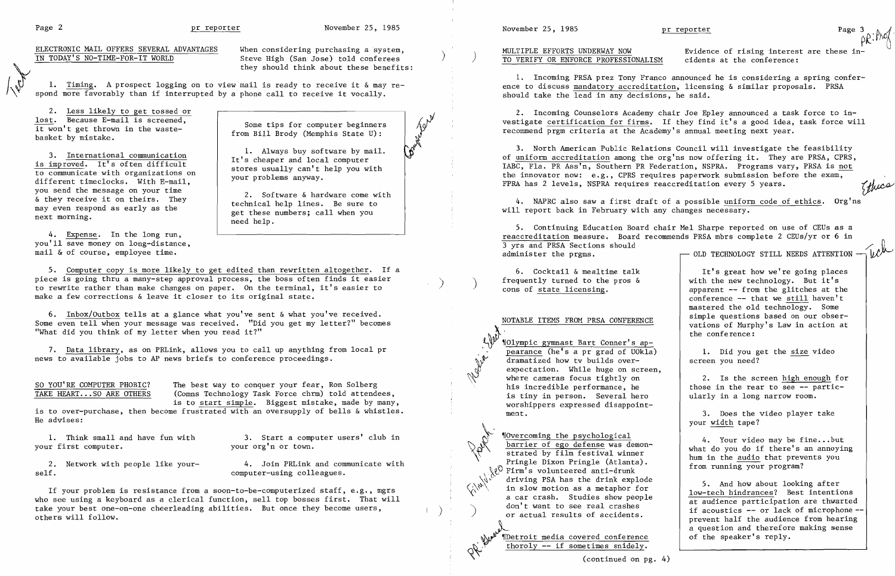## ELECTRONIC MAIL OFFERS SEVERAL ADVANTAGES IN TODAY'S NO-TIME-FOR-IT WORLD

When considering purchasing a system, Steve High (San Jose) told conferees they should think about these benefits:

1. Timing. A prospect logging on to view mail is ready to receive it & may respond more favorably than if interrupted by a phone call to receive it vocally.

2. Less likely to get tossed or lost. Because E-mail is screened, it won't get thrown in the wastebasket by mistake.

3. International communication is improved. It's often difficult to communicate with organizations on different timeclocks. With E-mail, you send the message on your time & they receive it on theirs. They may even respond as early as the next morning.

4. Expense. In the long run, you'll save money on long-distance, mail & of course, employee time.

> Some tips for computer beginners from Bill Brody (Memphis State U):
>
> 1. Always buy software by mail. It's cheaper and local computer stores usually can't help you with your problems anyway.
>
> 2. Software & hardware come with technical help lines. Be sure to get these numbers; call when you need help.

5. Computer copy is more likely to get edited than rewritten altogether. If a piece is going thru a many-step approval process, the boss often finds it easier to rewrite rather than make changes on paper. On the terminal, it's easier to make a few corrections & leave it closer to its original state.

6. Inbox/Outbox tells at a glance what you've sent & what you've received. Some even tell when your message was received. "Did you get my letter?" becomes "What did you think of my letter when you read it?"

7. Data library, as on PRLink, allows you to call up anything from local pr news to available jobs to AP news briefs to conference proceedings.

## SO YOU'RE COMPUTER PHOBIC? TAKE HEART...SO ARE OTHERS

The best way to conquer your fear, Ron Solberg (Comns Technology Task Force chrm) told attendees, is to start simple. Biggest mistake, made by many, is to over-purchase, then become frustrated with an oversupply of bells & whistles. He advises:

1. Think small and have fun with your first computer.

2. Network with people like yourself.

3. Start a computer users' club in your org'n or town.

4. Join PRLink and communicate with computer-using colleagues.

If your problem is resistance from a soon-to-be-computerized staff, e.g., mgrs who see using a keyboard as a clerical function, sell top bosses first. That will take your best one-on-one cheerleading abilities. But once they become users, others will follow.

## MULTIPLE EFFORTS UNDERWAY NOW TO VERIFY OR ENFORCE PROFESSIONALISM

Evidence of rising interest are these incidents at the conference:

1. Incoming PRSA prez Tony Franco announced he is considering a spring conference to discuss mandatory accreditation, licensing & similar proposals. PRSA should take the lead in any decisions, he said.

2. Incoming Counselors Academy chair Joe Epley announced a task force to investigate certification for firms. If they find it's a good idea, task force will recommend prgm criteria at the Academy's annual meeting next year.

3. North American Public Relations Council will investigate the feasibility of uniform accreditation among the org'ns now offering it. They are PRSA, CPRS, IABC, Fla. PR Ass'n, Southern PR Federation, NSPRA. Programs vary, PRSA is not the innovator now: e.g., CPRS requires paperwork submission before the exam, FPRA has 2 levels, NSPRA requires reaccreditation every 5 years.

4. NAPRC also saw a first draft of a possible uniform code of ethics. Org'ns will report back in February with any changes necessary.

5. Continuing Education Board chair Mel Sharpe reported on use of CEUs as a reaccreditation measure. Board recommends PRSA mbrs complete 2 CEUs/yr or 6 in 3 yrs and PRSA Sections should administer the prgms.

6. Cocktail & mealtime talk frequently turned to the pros & cons of state licensing.

## NOTABLE ITEMS FROM PRSA CONFERENCE

¶Olympic gymnast Bart Conner's appearance (he's a pr grad of UOkla) dramatized how tv builds over-expectation. While huge on screen, where cameras focus tightly on his incredible performance, he is tiny in person. Several hero worshippers expressed disappointment.

¶Overcoming the psychological barrier of ego defense was demonstrated by film festival winner Pringle Dixon Pringle (Atlanta). Firm's volunteered anti-drunk driving PSA has the drink explode in slow motion as a metaphor for a car crash. Studies show people don't want to see real crashes or actual results of accidents.

¶Detroit media covered conference thoroly -- if sometimes snidely.

(continued on pg. 4)

> **OLD TECHNOLOGY STILL NEEDS ATTENTION**
>
> It's great how we're going places with the new technology. But it's apparent -- from the glitches at the conference -- that we still haven't mastered the old technology. Some simple questions based on our observations of Murphy's Law in action at the conference:
>
> 1. Did you get the size video screen you need?
>
> 2. Is the screen high enough for those in the rear to see -- particularly in a long narrow room.
>
> 3. Does the video player take your width tape?
>
> 4. Your video may be fine...but what do you do if there's an annoying hum in the audio that prevents you from running your program?
>
> 5. And how about looking after low-tech hindrances? Best intentions at audience participation are thwarted if acoustics -- or lack of microphone -- prevent half the audience from hearing a question and therefore making sense of the speaker's reply.